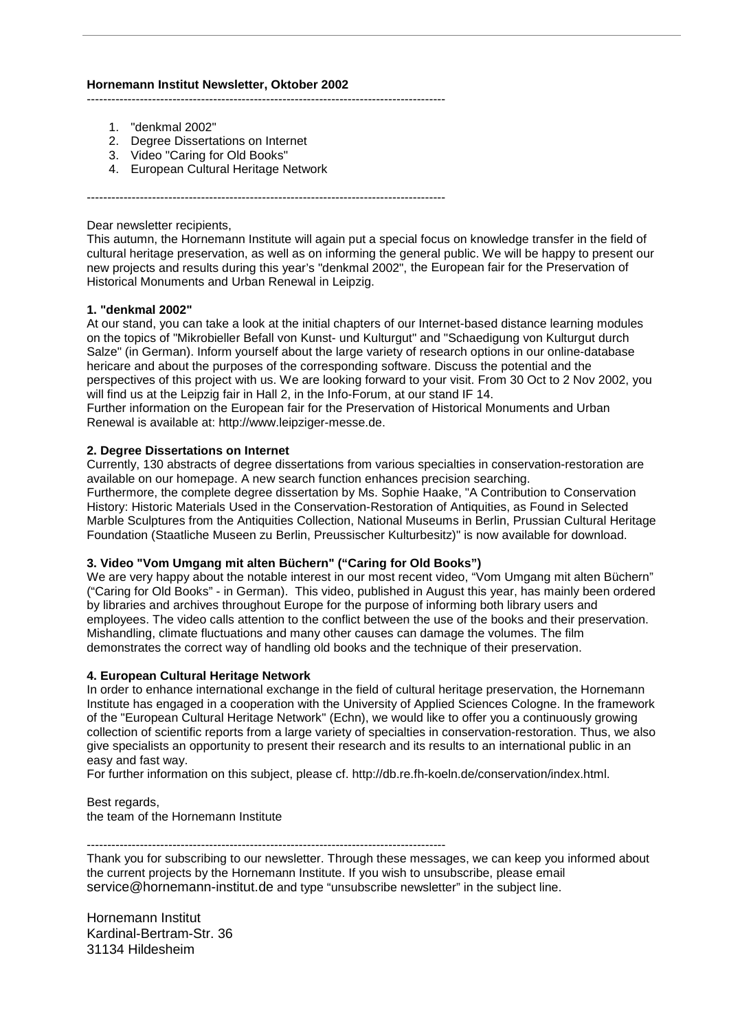**Hornemann Institut Newsletter, Oktober 2002**

---

1. "denkmal 2002"
2. Degree Dissertations on Internet
3. Video "Caring for Old Books"
4. European Cultural Heritage Network

---

Dear newsletter recipients,
This autumn, the Hornemann Institute will again put a special focus on knowledge transfer in the field of cultural heritage preservation, as well as on informing the general public. We will be happy to present our new projects and results during this year's "denkmal 2002", the European fair for the Preservation of Historical Monuments and Urban Renewal in Leipzig.

**1. "denkmal 2002"**
At our stand, you can take a look at the initial chapters of our Internet-based distance learning modules on the topics of "Mikrobieller Befall von Kunst- und Kulturgut" and "Schaedigung von Kulturgut durch Salze" (in German). Inform yourself about the large variety of research options in our online-database hericare and about the purposes of the corresponding software. Discuss the potential and the perspectives of this project with us. We are looking forward to your visit. From 30 Oct to 2 Nov 2002, you will find us at the Leipzig fair in Hall 2, in the Info-Forum, at our stand IF 14.
Further information on the European fair for the Preservation of Historical Monuments and Urban Renewal is available at: http://www.leipziger-messe.de.

**2. Degree Dissertations on Internet**
Currently, 130 abstracts of degree dissertations from various specialties in conservation-restoration are available on our homepage. A new search function enhances precision searching.
Furthermore, the complete degree dissertation by Ms. Sophie Haake, "A Contribution to Conservation History: Historic Materials Used in the Conservation-Restoration of Antiquities, as Found in Selected Marble Sculptures from the Antiquities Collection, National Museums in Berlin, Prussian Cultural Heritage Foundation (Staatliche Museen zu Berlin, Preussischer Kulturbesitz)" is now available for download.

**3. Video "Vom Umgang mit alten Büchern" ("Caring for Old Books")**
We are very happy about the notable interest in our most recent video, "Vom Umgang mit alten Büchern" ("Caring for Old Books" - in German). This video, published in August this year, has mainly been ordered by libraries and archives throughout Europe for the purpose of informing both library users and employees. The video calls attention to the conflict between the use of the books and their preservation. Mishandling, climate fluctuations and many other causes can damage the volumes. The film demonstrates the correct way of handling old books and the technique of their preservation.

**4. European Cultural Heritage Network**
In order to enhance international exchange in the field of cultural heritage preservation, the Hornemann Institute has engaged in a cooperation with the University of Applied Sciences Cologne. In the framework of the "European Cultural Heritage Network" (Echn), we would like to offer you a continuously growing collection of scientific reports from a large variety of specialties in conservation-restoration. Thus, we also give specialists an opportunity to present their research and its results to an international public in an easy and fast way.
For further information on this subject, please cf. http://db.re.fh-koeln.de/conservation/index.html.

Best regards,
the team of the Hornemann Institute

---

Thank you for subscribing to our newsletter. Through these messages, we can keep you informed about the current projects by the Hornemann Institute. If you wish to unsubscribe, please email service@hornemann-institut.de and type "unsubscribe newsletter" in the subject line.

Hornemann Institut
Kardinal-Bertram-Str. 36
31134 Hildesheim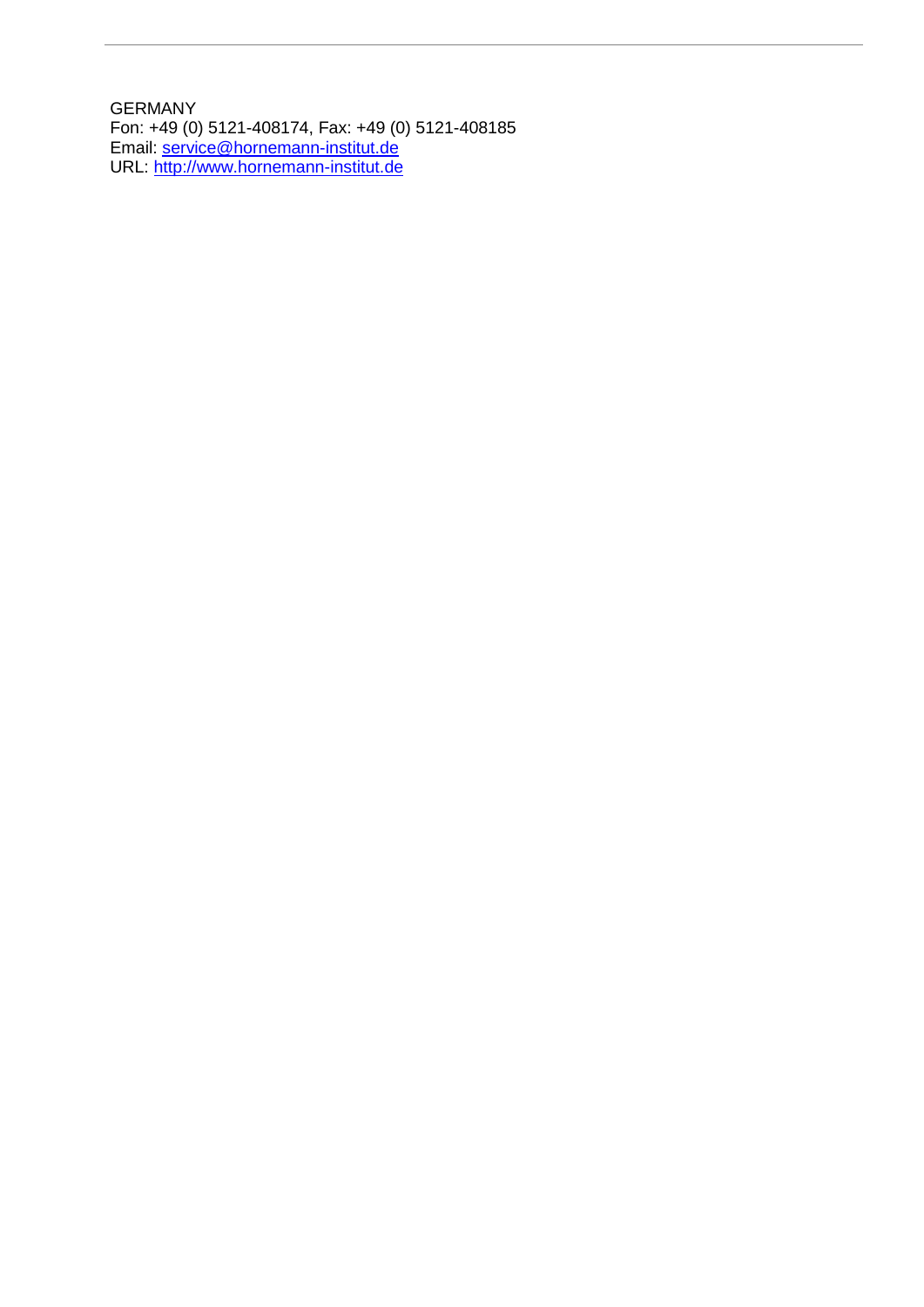GERMANY
Fon: +49 (0) 5121-408174, Fax: +49 (0) 5121-408185
Email: service@hornemann-institut.de
URL: http://www.hornemann-institut.de